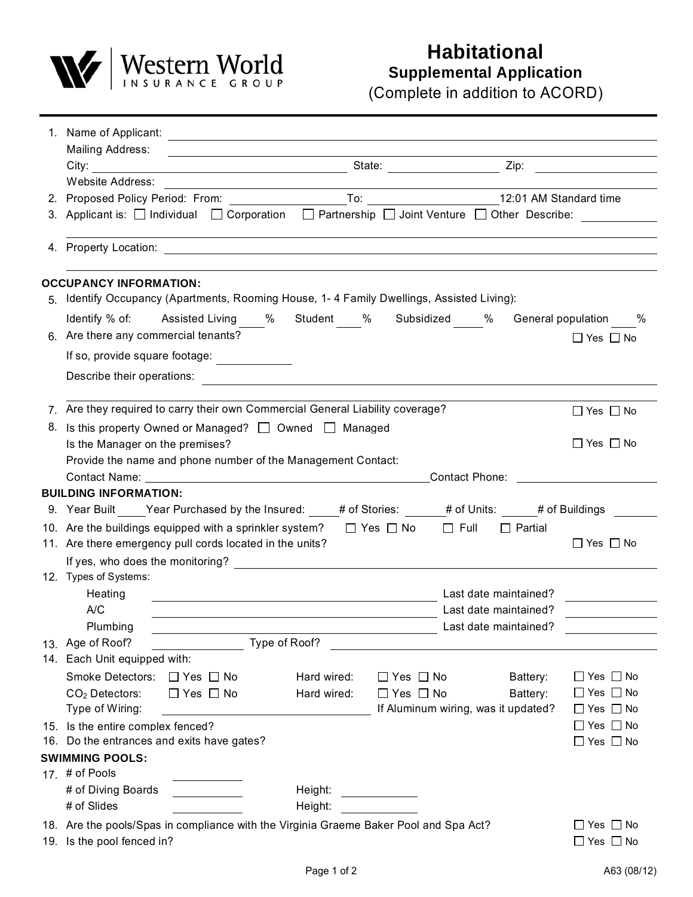Western World INSURANCE GROUP

# Habitational
## Supplemental Application
(Complete in addition to ACORD)

1. Name of Applicant: ______________________
   Mailing Address: ______________________
   City: ______________ State: __________ Zip: __________
   Website Address: ______________________
2. Proposed Policy Period: From: __________ To: __________ 12:01 AM Standard time
3. Applicant is: ☐ Individual ☐ Corporation ☐ Partnership ☐ Joint Venture ☐ Other Describe: __________
4. Property Location: ______________________

**OCCUPANCY INFORMATION:**

5. Identify Occupancy (Apartments, Rooming House, 1- 4 Family Dwellings, Assisted Living):
   Identify % of: Assisted Living ____% Student ____% Subsidized ____% General population ____%
6. Are there any commercial tenants? ☐ Yes ☐ No
   If so, provide square footage: __________
   Describe their operations: ______________________
7. Are they required to carry their own Commercial General Liability coverage? ☐ Yes ☐ No
8. Is this property Owned or Managed? ☐ Owned ☐ Managed
   Is the Manager on the premises? ☐ Yes ☐ No
   Provide the name and phone number of the Management Contact:
   Contact Name: ______________________ Contact Phone: __________

**BUILDING INFORMATION:**

9. Year Built _____ Year Purchased by the Insured: _____ # of Stories: _____ # of Units: _____ # of Buildings _____
10. Are the buildings equipped with a sprinkler system? ☐ Yes ☐ No ☐ Full ☐ Partial
11. Are there emergency pull cords located in the units? ☐ Yes ☐ No
    If yes, who does the monitoring? ______________________
12. Types of Systems:
    Heating ______________________ Last date maintained? __________
    A/C ______________________ Last date maintained? __________
    Plumbing ______________________ Last date maintained? __________
13. Age of Roof? __________ Type of Roof? __________
14. Each Unit equipped with:
    Smoke Detectors: ☐ Yes ☐ No Hard wired: ☐ Yes ☐ No Battery: ☐ Yes ☐ No
    $CO_2$ Detectors: ☐ Yes ☐ No Hard wired: ☐ Yes ☐ No Battery: ☐ Yes ☐ No
    Type of Wiring: __________ If Aluminum wiring, was it updated? ☐ Yes ☐ No
15. Is the entire complex fenced? ☐ Yes ☐ No
16. Do the entrances and exits have gates? ☐ Yes ☐ No

**SWIMMING POOLS:**

17. # of Pools __________
    # of Diving Boards __________ Height: __________
    # of Slides __________ Height: __________
18. Are the pools/Spas in compliance with the Virginia Graeme Baker Pool and Spa Act? ☐ Yes ☐ No
19. Is the pool fenced in? ☐ Yes ☐ No

A63 (08/12)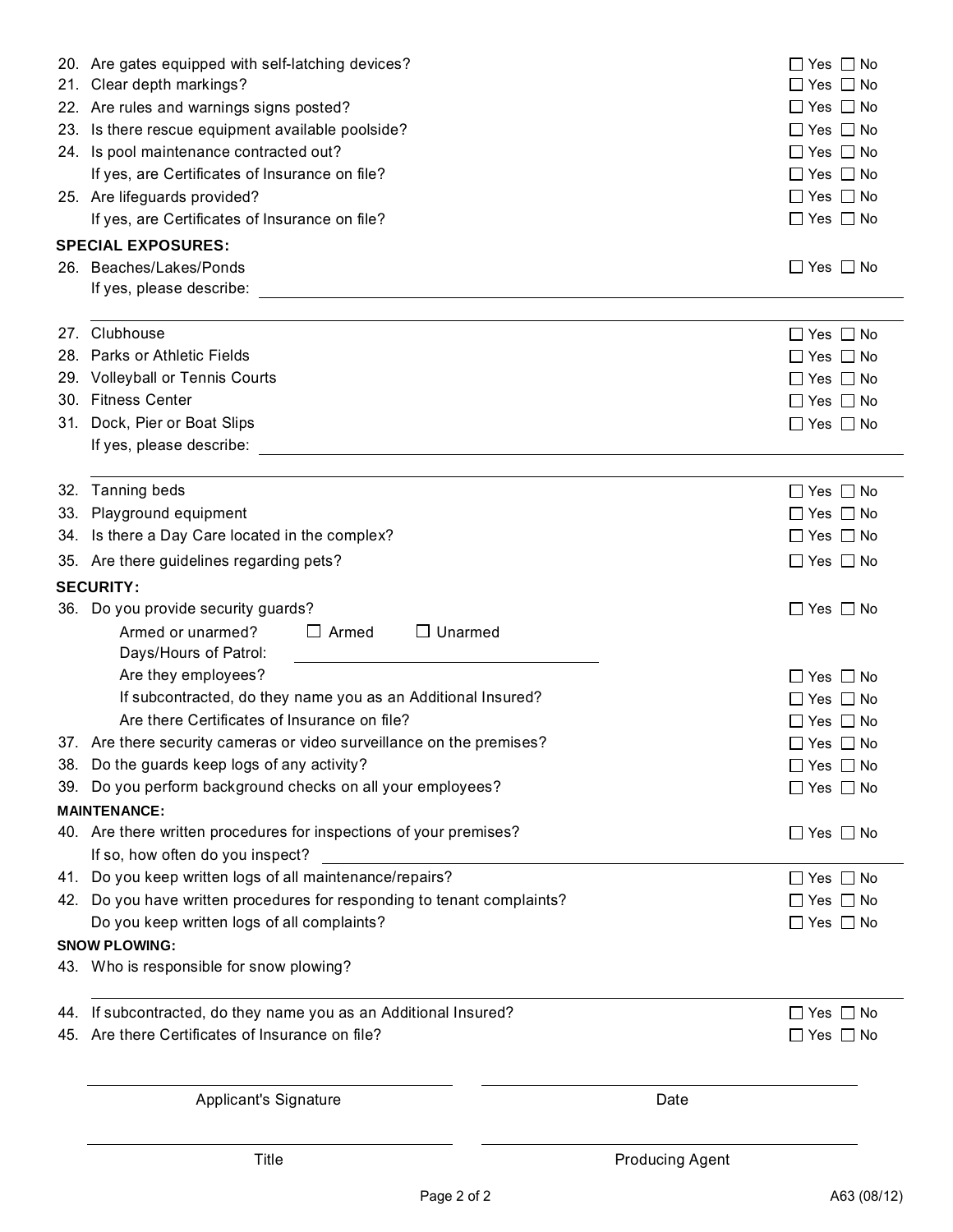20. Are gates equipped with self-latching devices? ☐ Yes ☐ No
21. Clear depth markings? ☐ Yes ☐ No
22. Are rules and warnings signs posted? ☐ Yes ☐ No
23. Is there rescue equipment available poolside? ☐ Yes ☐ No
24. Is pool maintenance contracted out? ☐ Yes ☐ No
    If yes, are Certificates of Insurance on file? ☐ Yes ☐ No
25. Are lifeguards provided? ☐ Yes ☐ No
    If yes, are Certificates of Insurance on file? ☐ Yes ☐ No

**SPECIAL EXPOSURES:**

26. Beaches/Lakes/Ponds ☐ Yes ☐ No
    If yes, please describe: ______________________________

    ______________________________
27. Clubhouse ☐ Yes ☐ No
28. Parks or Athletic Fields ☐ Yes ☐ No
29. Volleyball or Tennis Courts ☐ Yes ☐ No
30. Fitness Center ☐ Yes ☐ No
31. Dock, Pier or Boat Slips ☐ Yes ☐ No
    If yes, please describe: ______________________________

    ______________________________
32. Tanning beds ☐ Yes ☐ No
33. Playground equipment ☐ Yes ☐ No
34. Is there a Day Care located in the complex? ☐ Yes ☐ No
35. Are there guidelines regarding pets? ☐ Yes ☐ No

**SECURITY:**

36. Do you provide security guards? ☐ Yes ☐ No
    Armed or unarmed? ☐ Armed ☐ Unarmed
    Days/Hours of Patrol: ______________________________
    Are they employees? ☐ Yes ☐ No
    If subcontracted, do they name you as an Additional Insured? ☐ Yes ☐ No
    Are there Certificates of Insurance on file? ☐ Yes ☐ No
37. Are there security cameras or video surveillance on the premises? ☐ Yes ☐ No
38. Do the guards keep logs of any activity? ☐ Yes ☐ No
39. Do you perform background checks on all your employees? ☐ Yes ☐ No

**MAINTENANCE:**

40. Are there written procedures for inspections of your premises? ☐ Yes ☐ No
    If so, how often do you inspect? ______________________________
41. Do you keep written logs of all maintenance/repairs? ☐ Yes ☐ No
42. Do you have written procedures for responding to tenant complaints? ☐ Yes ☐ No
    Do you keep written logs of all complaints? ☐ Yes ☐ No

**SNOW PLOWING:**

43. Who is responsible for snow plowing?

    ______________________________
44. If subcontracted, do they name you as an Additional Insured? ☐ Yes ☐ No
45. Are there Certificates of Insurance on file? ☐ Yes ☐ No

______________________________ ______________________________
Applicant's Signature Date

______________________________ ______________________________
Title Producing Agent

A63 (08/12)